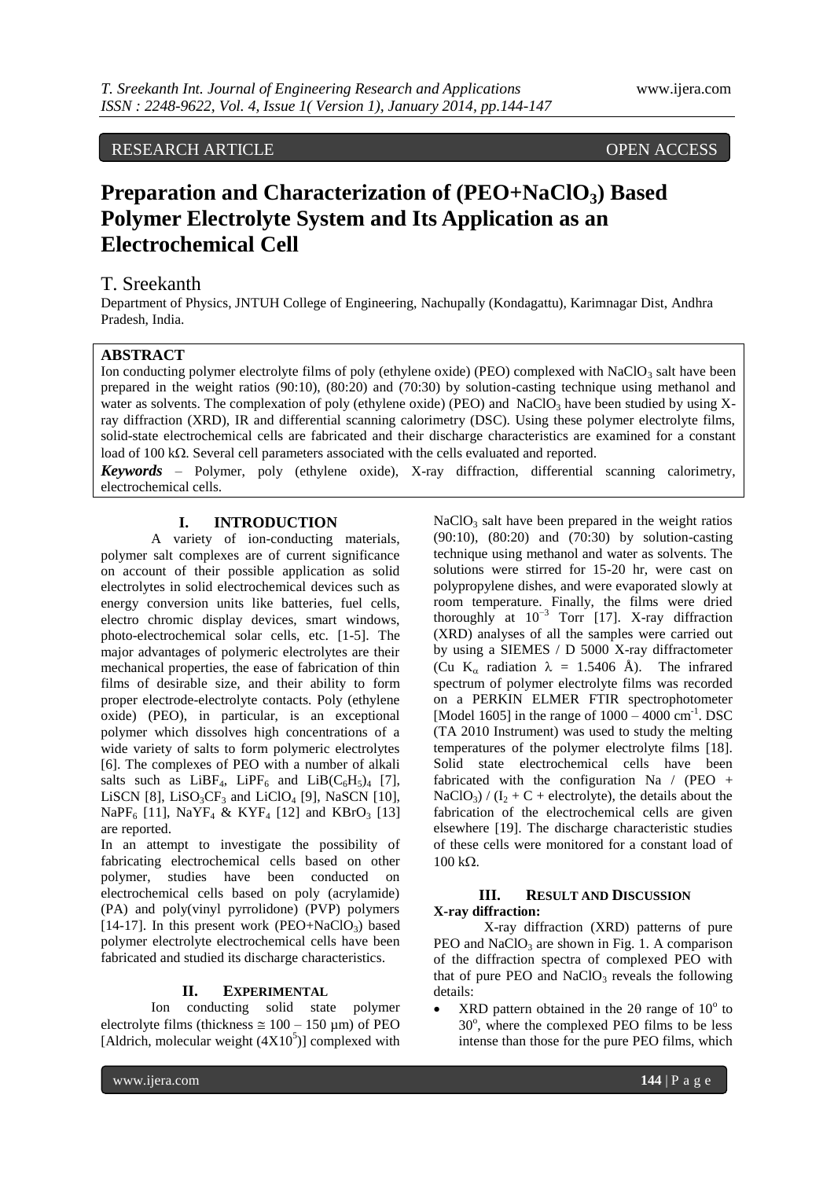RESEARCH ARTICLE OPEN ACCESS

# Preparation and Characterization of (PEO+$NaClO_3$) Based Polymer Electrolyte System and Its Application as an Electrochemical Cell

## T. Sreekanth

Department of Physics, JNTUH College of Engineering, Nachupally (Kondagattu), Karimnagar Dist, Andhra Pradesh, India.

## ABSTRACT

Ion conducting polymer electrolyte films of poly (ethylene oxide) (PEO) complexed with $NaClO_3$ salt have been prepared in the weight ratios (90:10), (80:20) and (70:30) by solution-casting technique using methanol and water as solvents. The complexation of poly (ethylene oxide) (PEO) and $NaClO_3$ have been studied by using X-ray diffraction (XRD), IR and differential scanning calorimetry (DSC). Using these polymer electrolyte films, solid-state electrochemical cells are fabricated and their discharge characteristics are examined for a constant load of 100 kΩ. Several cell parameters associated with the cells evaluated and reported.

***Keywords*** – Polymer, poly (ethylene oxide), X-ray diffraction, differential scanning calorimetry, electrochemical cells.

## I. INTRODUCTION

A variety of ion-conducting materials, polymer salt complexes are of current significance on account of their possible application as solid electrolytes in solid electrochemical devices such as energy conversion units like batteries, fuel cells, electro chromic display devices, smart windows, photo-electrochemical solar cells, etc. [1-5]. The major advantages of polymeric electrolytes are their mechanical properties, the ease of fabrication of thin films of desirable size, and their ability to form proper electrode-electrolyte contacts. Poly (ethylene oxide) (PEO), in particular, is an exceptional polymer which dissolves high concentrations of a wide variety of salts to form polymeric electrolytes [6]. The complexes of PEO with a number of alkali salts such as $LiBF_4$, $LiPF_6$ and $LiB(C_6H_5)_4$ [7], LiSCN [8], $LiSO_3CF_3$ and $LiClO_4$ [9], NaSCN [10], $NaPF_6$ [11], $NaYF_4$ & $KYF_4$ [12] and $KBrO_3$ [13] are reported.

In an attempt to investigate the possibility of fabricating electrochemical cells based on other polymer, studies have been conducted on electrochemical cells based on poly (acrylamide) (PA) and poly(vinyl pyrrolidone) (PVP) polymers [14-17]. In this present work (PEO+$NaClO_3$) based polymer electrolyte electrochemical cells have been fabricated and studied its discharge characteristics.

## II. EXPERIMENTAL

Ion conducting solid state polymer electrolyte films (thickness ≅ 100 – 150 µm) of PEO [Aldrich, molecular weight ($4X10^5$)] complexed with $NaClO_3$ salt have been prepared in the weight ratios (90:10), (80:20) and (70:30) by solution-casting technique using methanol and water as solvents. The solutions were stirred for 15-20 hr, were cast on polypropylene dishes, and were evaporated slowly at room temperature. Finally, the films were dried thoroughly at $10^{-3}$ Torr [17]. X-ray diffraction (XRD) analyses of all the samples were carried out by using a SIEMES / D 5000 X-ray diffractometer (Cu $K_\alpha$ radiation $\lambda$ = 1.5406 Å). The infrared spectrum of polymer electrolyte films was recorded on a PERKIN ELMER FTIR spectrophotometer [Model 1605] in the range of 1000 – 4000 $cm^{-1}$. DSC (TA 2010 Instrument) was used to study the melting temperatures of the polymer electrolyte films [18]. Solid state electrochemical cells have been fabricated with the configuration Na / (PEO + $NaClO_3$) / ($I_2$ + C + electrolyte), the details about the fabrication of the electrochemical cells are given elsewhere [19]. The discharge characteristic studies of these cells were monitored for a constant load of 100 kΩ.

## III. RESULT AND DISCUSSION

### X-ray diffraction:

X-ray diffraction (XRD) patterns of pure PEO and $NaClO_3$ are shown in Fig. 1. A comparison of the diffraction spectra of complexed PEO with that of pure PEO and $NaClO_3$ reveals the following details:

- XRD pattern obtained in the 2θ range of $10^o$ to $30^o$, where the complexed PEO films to be less intense than those for the pure PEO films, which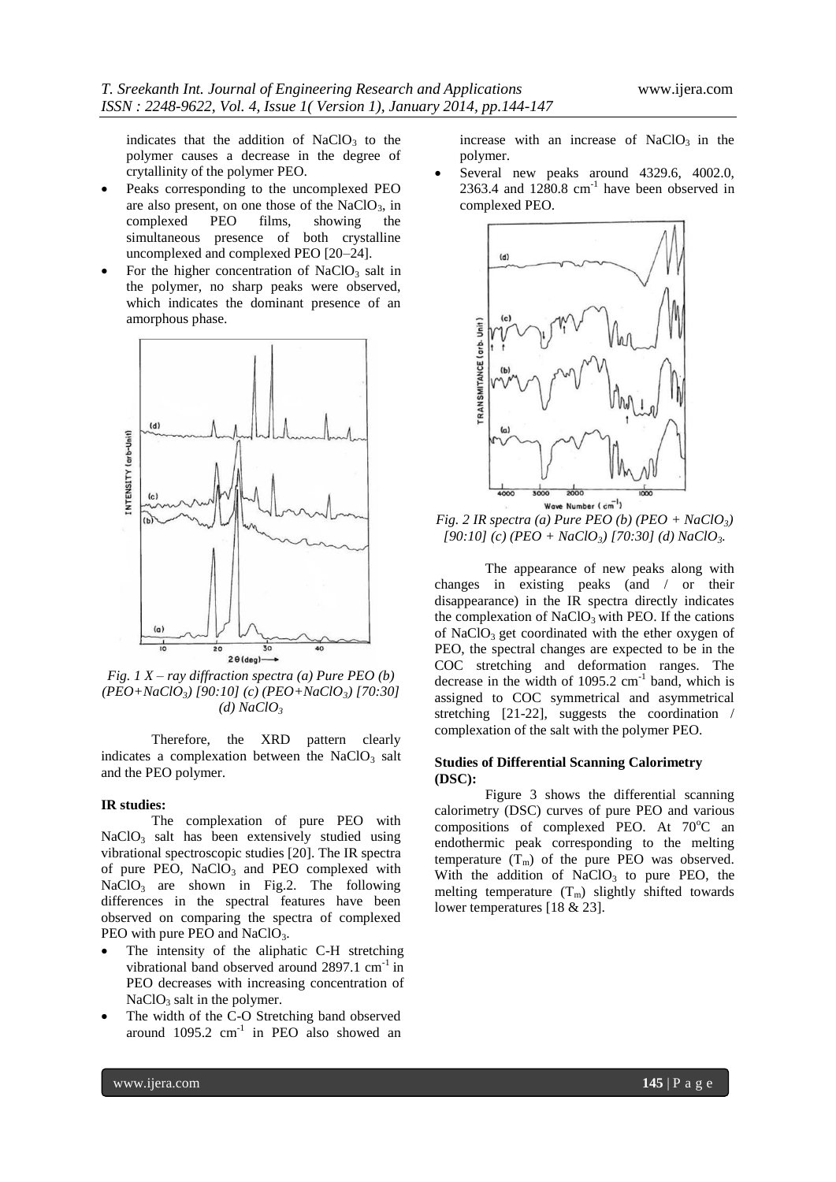indicates that the addition of $NaClO_3$ to the polymer causes a decrease in the degree of crytallinity of the polymer PEO.

- Peaks corresponding to the uncomplexed PEO are also present, on one those of the $NaClO_3$, in complexed PEO films, showing the simultaneous presence of both crystalline uncomplexed and complexed PEO [20–24].
- For the higher concentration of $NaClO_3$ salt in the polymer, no sharp peaks were observed, which indicates the dominant presence of an amorphous phase.

*Fig. 1 X – ray diffraction spectra (a) Pure PEO (b) ($PEO+NaClO_3$) [90:10] (c) ($PEO+NaClO_3$) [70:30] (d) $NaClO_3$*

Therefore, the XRD pattern clearly indicates a complexation between the $NaClO_3$ salt and the PEO polymer.

**IR studies:**

The complexation of pure PEO with $NaClO_3$ salt has been extensively studied using vibrational spectroscopic studies [20]. The IR spectra of pure PEO, $NaClO_3$ and PEO complexed with $NaClO_3$ are shown in Fig.2. The following differences in the spectral features have been observed on comparing the spectra of complexed PEO with pure PEO and $NaClO_3$.

- The intensity of the aliphatic C-H stretching vibrational band observed around 2897.1 $cm^{-1}$ in PEO decreases with increasing concentration of $NaClO_3$ salt in the polymer.
- The width of the C-O Stretching band observed around 1095.2 $cm^{-1}$ in PEO also showed an increase with an increase of $NaClO_3$ in the polymer.
- Several new peaks around 4329.6, 4002.0, 2363.4 and 1280.8 $cm^{-1}$ have been observed in complexed PEO.

*Fig. 2 IR spectra (a) Pure PEO (b) ($PEO + NaClO_3$) [90:10] (c) ($PEO + NaClO_3$) [70:30] (d) $NaClO_3$.*

The appearance of new peaks along with changes in existing peaks (and / or their disappearance) in the IR spectra directly indicates the complexation of $NaClO_3$ with PEO. If the cations of $NaClO_3$ get coordinated with the ether oxygen of PEO, the spectral changes are expected to be in the COC stretching and deformation ranges. The decrease in the width of 1095.2 $cm^{-1}$ band, which is assigned to COC symmetrical and asymmetrical stretching [21-22], suggests the coordination / complexation of the salt with the polymer PEO.

**Studies of Differential Scanning Calorimetry (DSC):**

Figure 3 shows the differential scanning calorimetry (DSC) curves of pure PEO and various compositions of complexed PEO. At 70°C an endothermic peak corresponding to the melting temperature ($T_m$) of the pure PEO was observed. With the addition of $NaClO_3$ to pure PEO, the melting temperature ($T_m$) slightly shifted towards lower temperatures [18 & 23].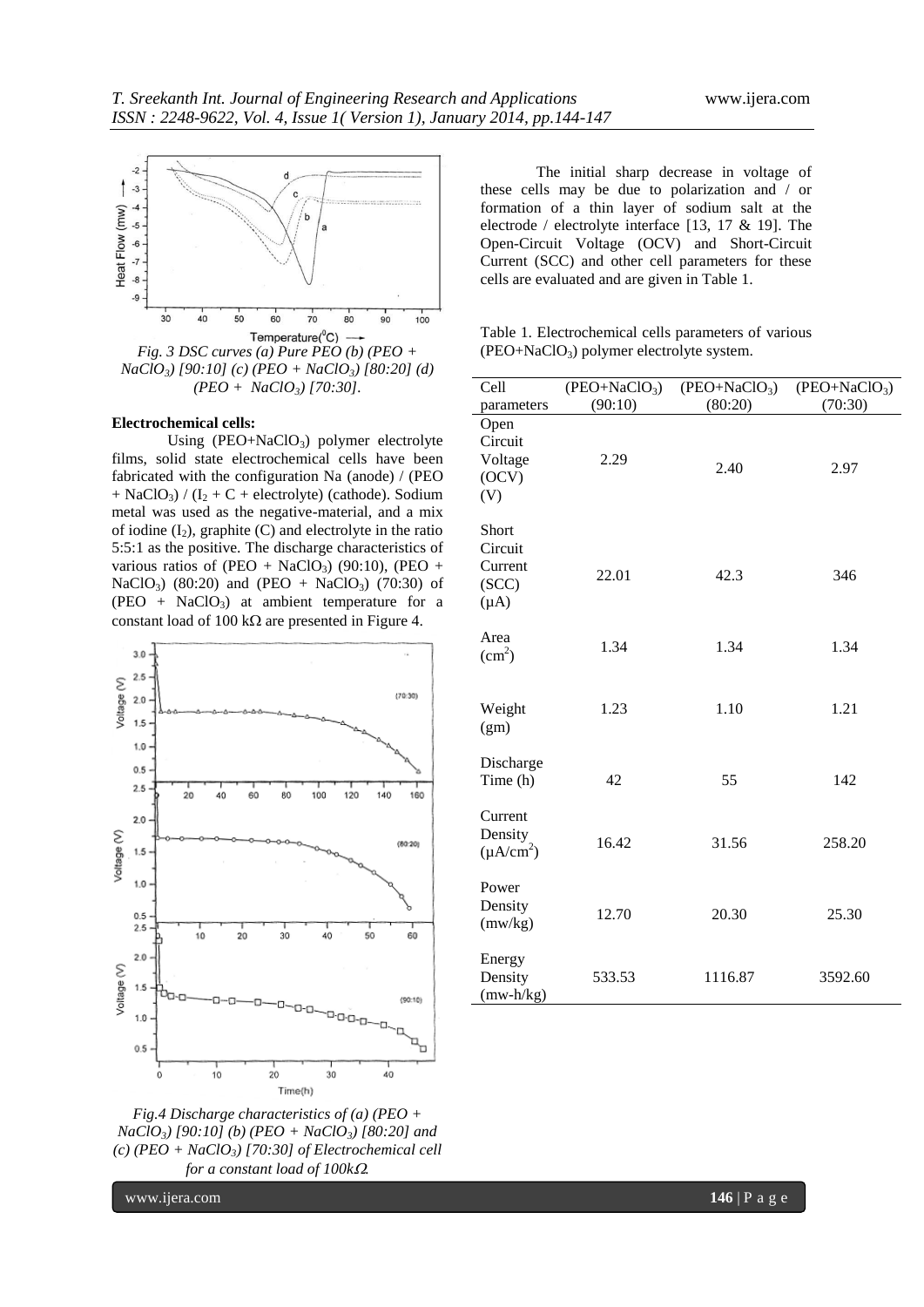*Fig. 3 DSC curves (a) Pure PEO (b) (PEO + $NaClO_3$) [90:10] (c) (PEO + $NaClO_3$) [80:20] (d) (PEO + $NaClO_3$) [70:30].*

**Electrochemical cells:**

Using (PEO+$NaClO_3$) polymer electrolyte films, solid state electrochemical cells have been fabricated with the configuration Na (anode) / (PEO + $NaClO_3$) / ($I_2$ + C + electrolyte) (cathode). Sodium metal was used as the negative-material, and a mix of iodine ($I_2$), graphite (C) and electrolyte in the ratio 5:5:1 as the positive. The discharge characteristics of various ratios of (PEO + $NaClO_3$) (90:10), (PEO + $NaClO_3$) (80:20) and (PEO + $NaClO_3$) (70:30) of (PEO + $NaClO_3$) at ambient temperature for a constant load of 100 kΩ are presented in Figure 4.

*Fig.4 Discharge characteristics of (a) (PEO + $NaClO_3$) [90:10] (b) (PEO + $NaClO_3$) [80:20] and (c) (PEO + $NaClO_3$) [70:30] of Electrochemical cell for a constant load of 100kΩ.*

The initial sharp decrease in voltage of these cells may be due to polarization and / or formation of a thin layer of sodium salt at the electrode / electrolyte interface [13, 17 & 19]. The Open-Circuit Voltage (OCV) and Short-Circuit Current (SCC) and other cell parameters for these cells are evaluated and are given in Table 1.

Table 1. Electrochemical cells parameters of various (PEO+$NaClO_3$) polymer electrolyte system.

| Cell parameters | (PEO+$NaClO_3$) (90:10) | (PEO+$NaClO_3$) (80:20) | (PEO+$NaClO_3$) (70:30) |
|---|---|---|---|
| Open Circuit Voltage (OCV) (V) | 2.29 | 2.40 | 2.97 |
| Short Circuit Current (SCC) (μA) | 22.01 | 42.3 | 346 |
| Area ($cm^2$) | 1.34 | 1.34 | 1.34 |
| Weight (gm) | 1.23 | 1.10 | 1.21 |
| Discharge Time (h) | 42 | 55 | 142 |
| Current Density (μA/$cm^2$) | 16.42 | 31.56 | 258.20 |
| Power Density (mw/kg) | 12.70 | 20.30 | 25.30 |
| Energy Density (mw-h/kg) | 533.53 | 1116.87 | 3592.60 |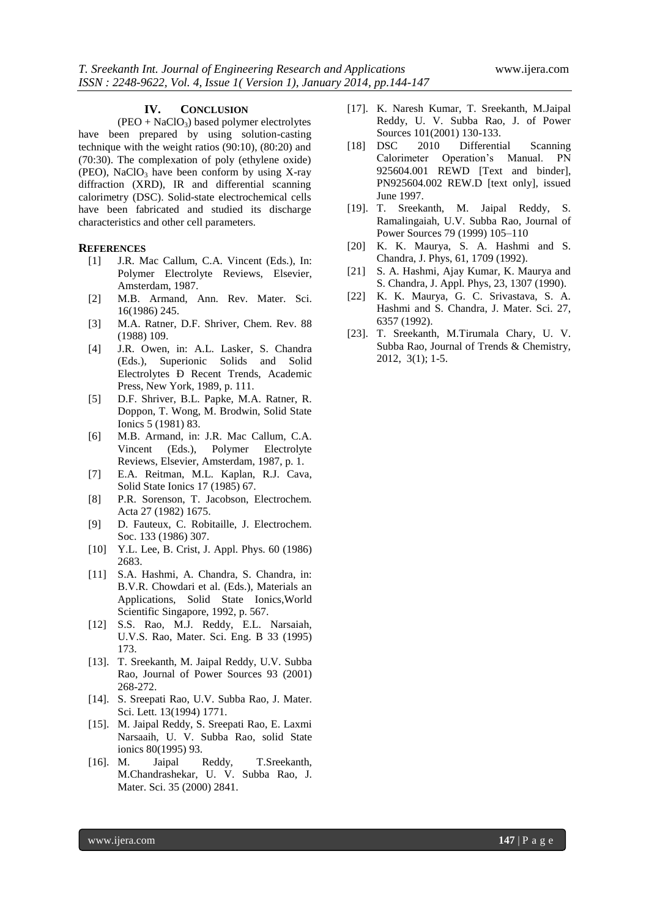## IV. CONCLUSION

($PEO + NaClO_3$) based polymer electrolytes have been prepared by using solution-casting technique with the weight ratios (90:10), (80:20) and (70:30). The complexation of poly (ethylene oxide) (PEO), $NaClO_3$ have been conform by using X-ray diffraction (XRD), IR and differential scanning calorimetry (DSC). Solid-state electrochemical cells have been fabricated and studied its discharge characteristics and other cell parameters.

## REFERENCES

[1] J.R. Mac Callum, C.A. Vincent (Eds.), In: Polymer Electrolyte Reviews, Elsevier, Amsterdam, 1987.

[2] M.B. Armand, Ann. Rev. Mater. Sci. 16(1986) 245.

[3] M.A. Ratner, D.F. Shriver, Chem. Rev. 88 (1988) 109.

[4] J.R. Owen, in: A.L. Lasker, S. Chandra (Eds.), Superionic Solids and Solid Electrolytes Ð Recent Trends, Academic Press, New York, 1989, p. 111.

[5] D.F. Shriver, B.L. Papke, M.A. Ratner, R. Doppon, T. Wong, M. Brodwin, Solid State Ionics 5 (1981) 83.

[6] M.B. Armand, in: J.R. Mac Callum, C.A. Vincent (Eds.), Polymer Electrolyte Reviews, Elsevier, Amsterdam, 1987, p. 1.

[7] E.A. Reitman, M.L. Kaplan, R.J. Cava, Solid State Ionics 17 (1985) 67.

[8] P.R. Sorenson, T. Jacobson, Electrochem. Acta 27 (1982) 1675.

[9] D. Fauteux, C. Robitaille, J. Electrochem. Soc. 133 (1986) 307.

[10] Y.L. Lee, B. Crist, J. Appl. Phys. 60 (1986) 2683.

[11] S.A. Hashmi, A. Chandra, S. Chandra, in: B.V.R. Chowdari et al. (Eds.), Materials an Applications, Solid State Ionics,World Scientific Singapore, 1992, p. 567.

[12] S.S. Rao, M.J. Reddy, E.L. Narsaiah, U.V.S. Rao, Mater. Sci. Eng. B 33 (1995) 173.

[13]. T. Sreekanth, M. Jaipal Reddy, U.V. Subba Rao, Journal of Power Sources 93 (2001) 268-272.

[14]. S. Sreepati Rao, U.V. Subba Rao, J. Mater. Sci. Lett. 13(1994) 1771.

[15]. M. Jaipal Reddy, S. Sreepati Rao, E. Laxmi Narsaaih, U. V. Subba Rao, solid State ionics 80(1995) 93.

[16]. M. Jaipal Reddy, T.Sreekanth, M.Chandrashekar, U. V. Subba Rao, J. Mater. Sci. 35 (2000) 2841.

[17]. K. Naresh Kumar, T. Sreekanth, M.Jaipal Reddy, U. V. Subba Rao, J. of Power Sources 101(2001) 130-133.

[18] DSC 2010 Differential Scanning Calorimeter Operation's Manual. PN 925604.001 REWD [Text and binder], PN925604.002 REW.D [text only], issued June 1997.

[19]. T. Sreekanth, M. Jaipal Reddy, S. Ramalingaiah, U.V. Subba Rao, Journal of Power Sources 79 (1999) 105–110

[20] K. K. Maurya, S. A. Hashmi and S. Chandra, J. Phys, 61, 1709 (1992).

[21] S. A. Hashmi, Ajay Kumar, K. Maurya and S. Chandra, J. Appl. Phys, 23, 1307 (1990).

[22] K. K. Maurya, G. C. Srivastava, S. A. Hashmi and S. Chandra, J. Mater. Sci. 27, 6357 (1992).

[23]. T. Sreekanth, M.Tirumala Chary, U. V. Subba Rao, Journal of Trends & Chemistry, 2012, 3(1); 1-5.